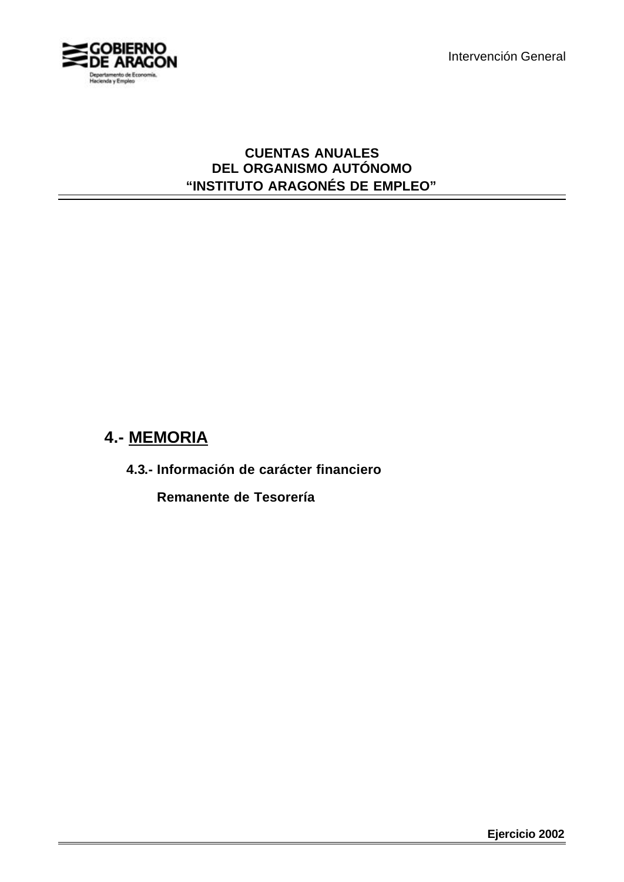GOBIERNO DE ARAGON

Departamento de Economía, Hacienda y Empleo

Intervención General

# CUENTAS ANUALES DEL ORGANISMO AUTÓNOMO "INSTITUTO ARAGONÉS DE EMPLEO"

## 4.- MEMORIA

### 4.3.- Información de carácter financiero

**Remanente de Tesorería**

**Ejercicio 2002**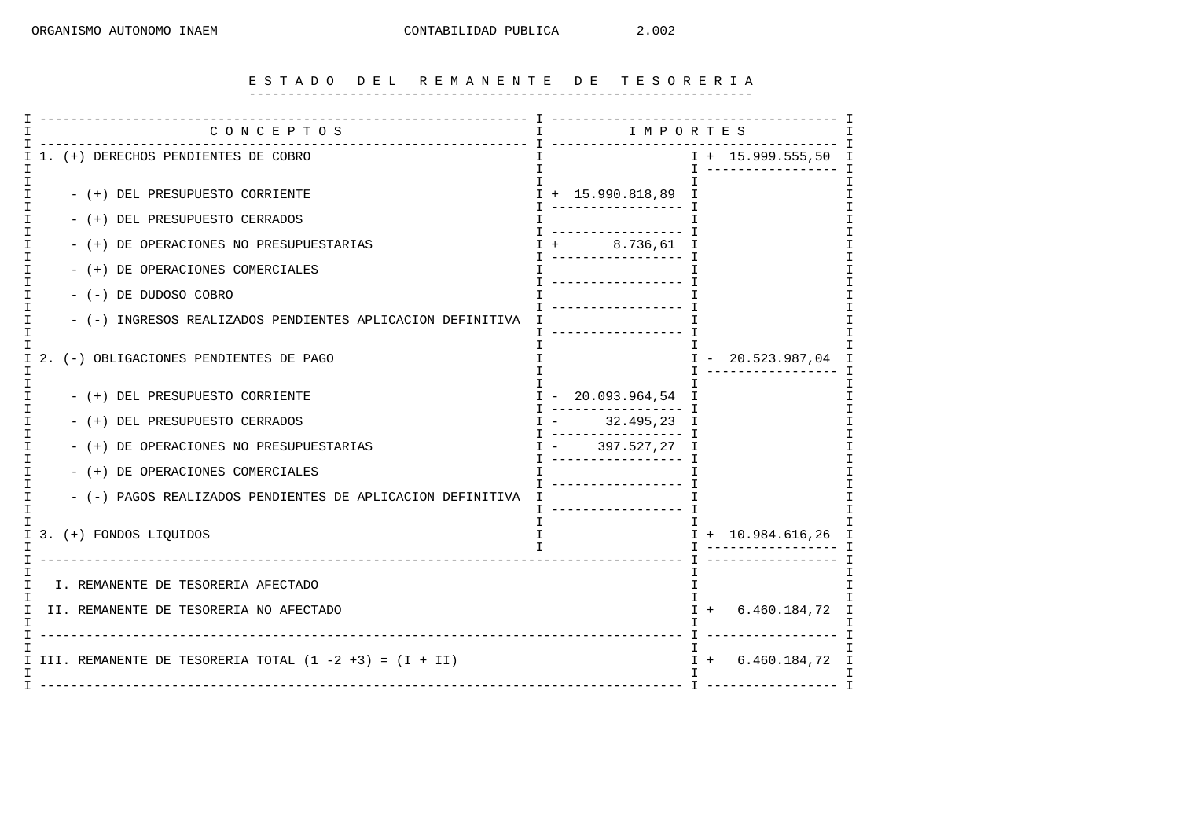# E S T A D O   D E L   R E M A N E N T E   D E   T E S O R E R I A

| C O N C E P T O S | I M P O R T E S | |
|---|---|---|
| 1. (+) DERECHOS PENDIENTES DE COBRO | | + 15.999.555,50 |
| - (+) DEL PRESUPUESTO CORRIENTE | + 15.990.818,89 | |
| - (+) DEL PRESUPUESTO CERRADOS | | |
| - (+) DE OPERACIONES NO PRESUPUESTARIAS | + 8.736,61 | |
| - (+) DE OPERACIONES COMERCIALES | | |
| - (-) DE DUDOSO COBRO | | |
| - (-) INGRESOS REALIZADOS PENDIENTES APLICACION DEFINITIVA | | |
| 2. (-) OBLIGACIONES PENDIENTES DE PAGO | | - 20.523.987,04 |
| - (+) DEL PRESUPUESTO CORRIENTE | - 20.093.964,54 | |
| - (+) DEL PRESUPUESTO CERRADOS | - 32.495,23 | |
| - (+) DE OPERACIONES NO PRESUPUESTARIAS | - 397.527,27 | |
| - (+) DE OPERACIONES COMERCIALES | | |
| - (-) PAGOS REALIZADOS PENDIENTES DE APLICACION DEFINITIVA | | |
| 3. (+) FONDOS LIQUIDOS | | + 10.984.616,26 |
| I. REMANENTE DE TESORERIA AFECTADO | | |
| II. REMANENTE DE TESORERIA NO AFECTADO | | + 6.460.184,72 |
| III. REMANENTE DE TESORERIA TOTAL (1 -2 +3) = (I + II) | | + 6.460.184,72 |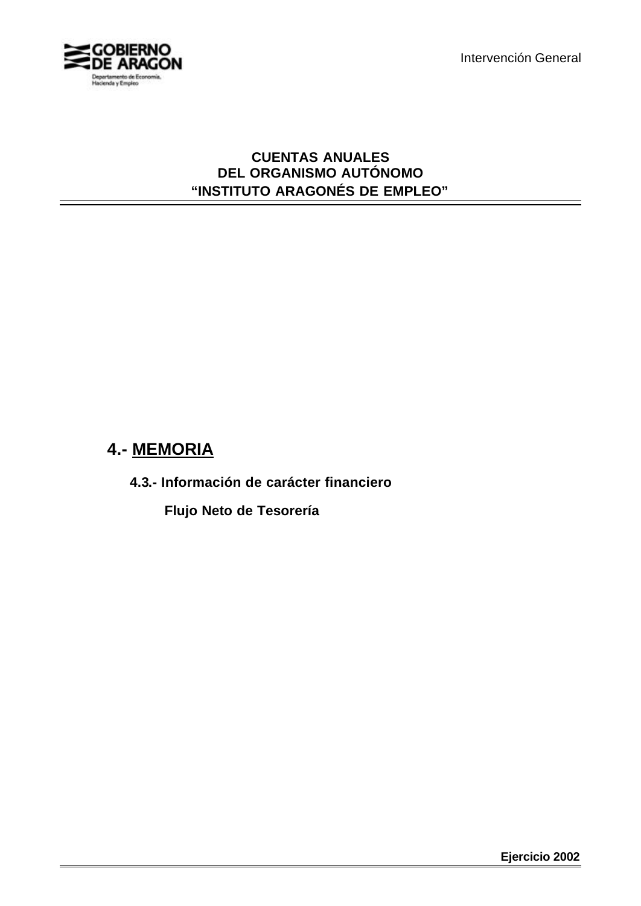**CUENTAS ANUALES**
**DEL ORGANISMO AUTÓNOMO**
**"INSTITUTO ARAGONÉS DE EMPLEO"**

# 4.- MEMORIA

## 4.3.- Información de carácter financiero

### Flujo Neto de Tesorería

**Ejercicio 2002**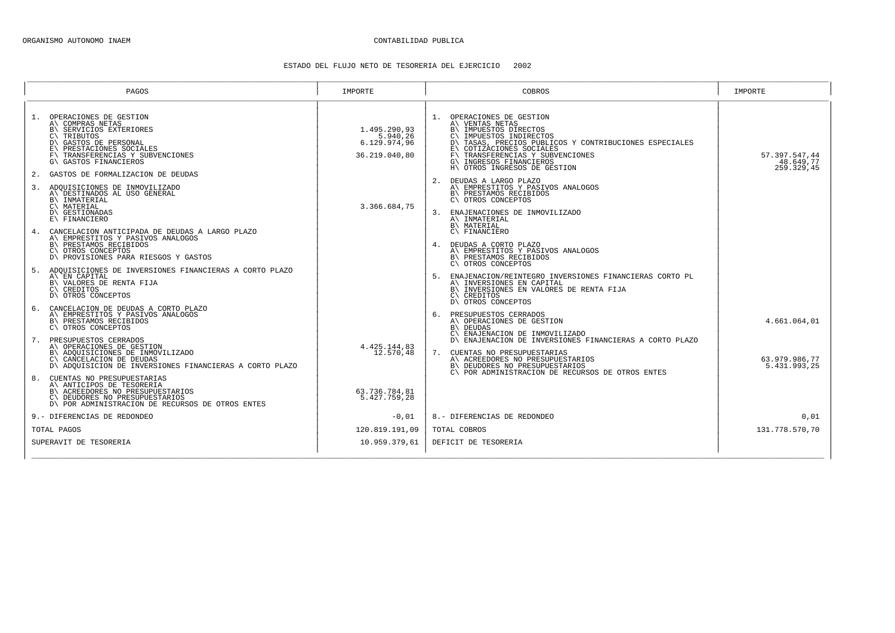ORGANISMO AUTONOMO INAEM

CONTABILIDAD PUBLICA

## ESTADO DEL FLUJO NETO DE TESORERIA DEL EJERCICIO 2002

| PAGOS | IMPORTE | COBROS | IMPORTE |
|---|---|---|---|
| 1. OPERACIONES DE GESTION | | 1. OPERACIONES DE GESTION | |
| A\ COMPRAS NETAS | | A\ VENTAS NETAS | |
| B\ SERVICIOS EXTERIORES | 1.495.290,93 | B\ IMPUESTOS DIRECTOS | |
| C\ TRIBUTOS | 5.940,26 | C\ IMPUESTOS INDIRECTOS | |
| D\ GASTOS DE PERSONAL | 6.129.974,96 | D\ TASAS, PRECIOS PUBLICOS Y CONTRIBUCIONES ESPECIALES | |
| E\ PRESTACIONES SOCIALES | | E\ COTIZACIONES SOCIALES | |
| F\ TRANSFERENCIAS Y SUBVENCIONES | 36.219.040,80 | F\ TRANSFERENCIAS Y SUBVENCIONES | 57.397.547,44 |
| G\ GASTOS FINANCIEROS | | G\ INGRESOS FINANCIEROS | 48.649,77 |
| | | H\ OTROS INGRESOS DE GESTION | 259.329,45 |
| 2. GASTOS DE FORMALIZACION DE DEUDAS | | 2. DEUDAS A LARGO PLAZO | |
| 3. ADQUISICIONES DE INMOVILIZADO | | A\ EMPRESTITOS Y PASIVOS ANALOGOS | |
| A\ DESTINADOS AL USO GENERAL | | B\ PRESTAMOS RECIBIDOS | |
| B\ INMATERIAL | | C\ OTROS CONCEPTOS | |
| C\ MATERIAL | 3.366.684,75 | 3. ENAJENACIONES DE INMOVILIZADO | |
| D\ GESTIONADAS | | A\ INMATERIAL | |
| E\ FINANCIERO | | B\ MATERIAL | |
| 4. CANCELACION ANTICIPADA DE DEUDAS A LARGO PLAZO | | C\ FINANCIERO | |
| A\ EMPRESTITOS Y PASIVOS ANALOGOS | | 4. DEUDAS A CORTO PLAZO | |
| B\ PRESTAMOS RECIBIDOS | | A\ EMPRESTITOS Y PASIVOS ANALOGOS | |
| C\ OTROS CONCEPTOS | | B\ PRESTAMOS RECIBIDOS | |
| D\ PROVISIONES PARA RIESGOS Y GASTOS | | C\ OTROS CONCEPTOS | |
| 5. ADQUISICIONES DE INVERSIONES FINANCIERAS A CORTO PLAZO | | 5. ENAJENACION/REINTEGRO INVERSIONES FINANCIERAS CORTO PL | |
| A\ EN CAPITAL | | A\ INVERSIONES EN CAPITAL | |
| B\ VALORES DE RENTA FIJA | | B\ INVERSIONES EN VALORES DE RENTA FIJA | |
| C\ CREDITOS | | C\ CREDITOS | |
| D\ OTROS CONCEPTOS | | D\ OTROS CONCEPTOS | |
| 6. CANCELACION DE DEUDAS A CORTO PLAZO | | 6. PRESUPUESTOS CERRADOS | |
| A\ EMPRESTITOS Y PASIVOS ANALOGOS | | A\ OPERACIONES DE GESTION | 4.661.064,01 |
| B\ PRESTAMOS RECIBIDOS | | B\ DEUDAS | |
| C\ OTROS CONCEPTOS | | C\ ENAJENACION DE INMOVILIZADO | |
| 7. PRESUPUESTOS CERRADOS | | D\ ENAJENACION DE INVERSIONES FINANCIERAS A CORTO PLAZO | |
| A\ OPERACIONES DE GESTION | 4.425.144,83 | 7. CUENTAS NO PRESUPUESTARIAS | |
| B\ ADQUISICIONES DE INMOVILIZADO | 12.570,48 | A\ ACREEDORES NO PRESUPUESTARIOS | 63.979.986,77 |
| C\ CANCELACION DE DEUDAS | | B\ DEUDORES NO PRESUPUESTARIOS | 5.431.993,25 |
| D\ ADQUISICION DE INVERSIONES FINANCIERAS A CORTO PLAZO | | C\ POR ADMINISTRACION DE RECURSOS DE OTROS ENTES | |
| 8. CUENTAS NO PRESUPUESTARIAS | | | |
| A\ ANTICIPOS DE TESORERIA | | | |
| B\ ACREEDORES NO PRESUPUESTARIOS | 63.736.784,81 | | |
| C\ DEUDORES NO PRESUPUESTARIOS | 5.427.759,28 | | |
| D\ POR ADMINISTRACION DE RECURSOS DE OTROS ENTES | | | |
| 9.- DIFERENCIAS DE REDONDEO | -0,01 | 8.- DIFERENCIAS DE REDONDEO | 0,01 |
| TOTAL PAGOS | 120.819.191,09 | TOTAL COBROS | 131.778.570,70 |
| SUPERAVIT DE TESORERIA | 10.959.379,61 | DEFICIT DE TESORERIA | |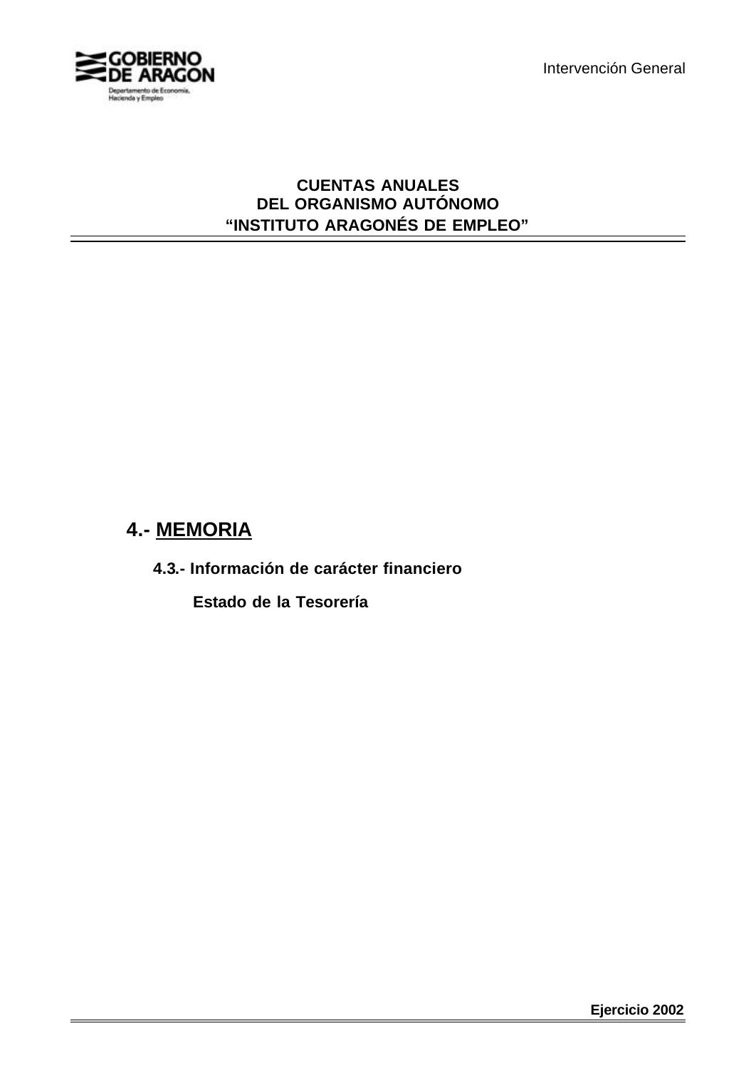**CUENTAS ANUALES**
**DEL ORGANISMO AUTÓNOMO**
**“INSTITUTO ARAGONÉS DE EMPLEO”**

# 4.- MEMORIA

## 4.3.- Información de carácter financiero

### Estado de la Tesorería

**Ejercicio 2002**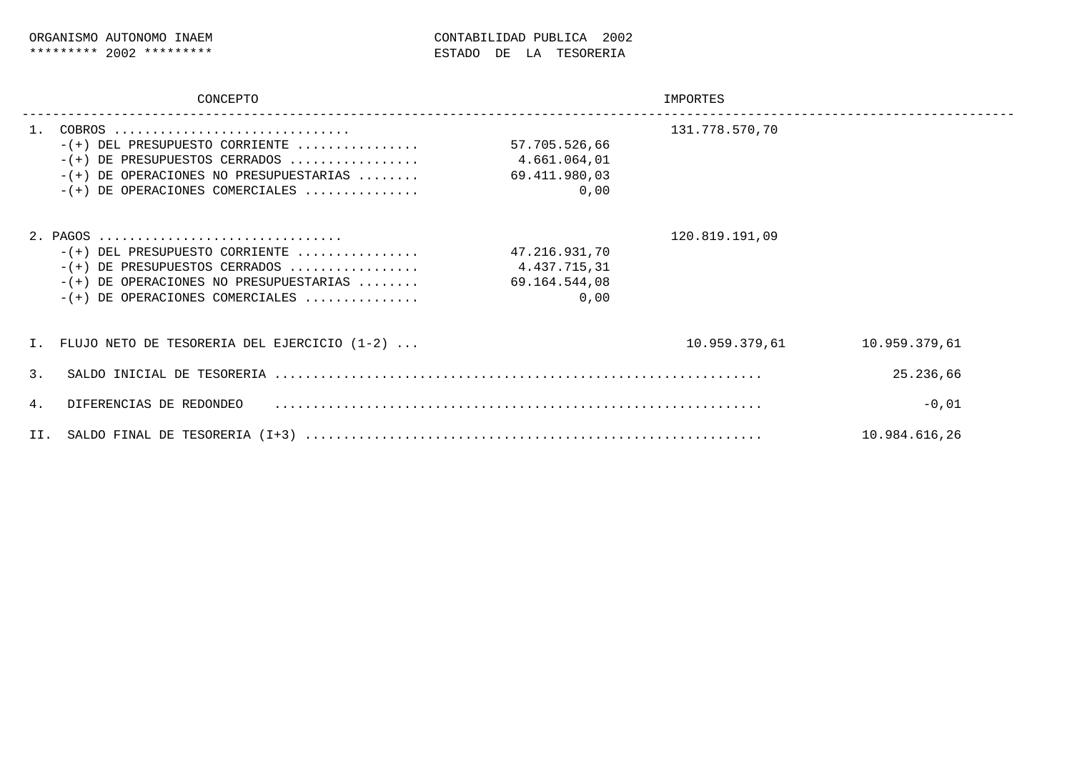ORGANISMO AUTONOMO INAEM
********* 2002 *********

CONTABILIDAD PUBLICA 2002
ESTADO DE LA TESORERIA

| CONCEPTO | IMPORTES | | |
|---|---|---|---|
| 1. COBROS .............................. | | 131.778.570,70 | |
| -(+) DEL PRESUPUESTO CORRIENTE ............... | 57.705.526,66 | | |
| -(+) DE PRESUPUESTOS CERRADOS ................ | 4.661.064,01 | | |
| -(+) DE OPERACIONES NO PRESUPUESTARIAS ........ | 69.411.980,03 | | |
| -(+) DE OPERACIONES COMERCIALES .............. | 0,00 | | |
| 2. PAGOS ............................... | | 120.819.191,09 | |
| -(+) DEL PRESUPUESTO CORRIENTE ............... | 47.216.931,70 | | |
| -(+) DE PRESUPUESTOS CERRADOS ................ | 4.437.715,31 | | |
| -(+) DE OPERACIONES NO PRESUPUESTARIAS ........ | 69.164.544,08 | | |
| -(+) DE OPERACIONES COMERCIALES .............. | 0,00 | | |
| I. FLUJO NETO DE TESORERIA DEL EJERCICIO (1-2) ... | | 10.959.379,61 | 10.959.379,61 |
| 3. SALDO INICIAL DE TESORERIA .............................................................. | | | 25.236,66 |
| 4. DIFERENCIAS DE REDONDEO .............................................................. | | | -0,01 |
| II. SALDO FINAL DE TESORERIA (I+3) .......................................................... | | | 10.984.616,26 |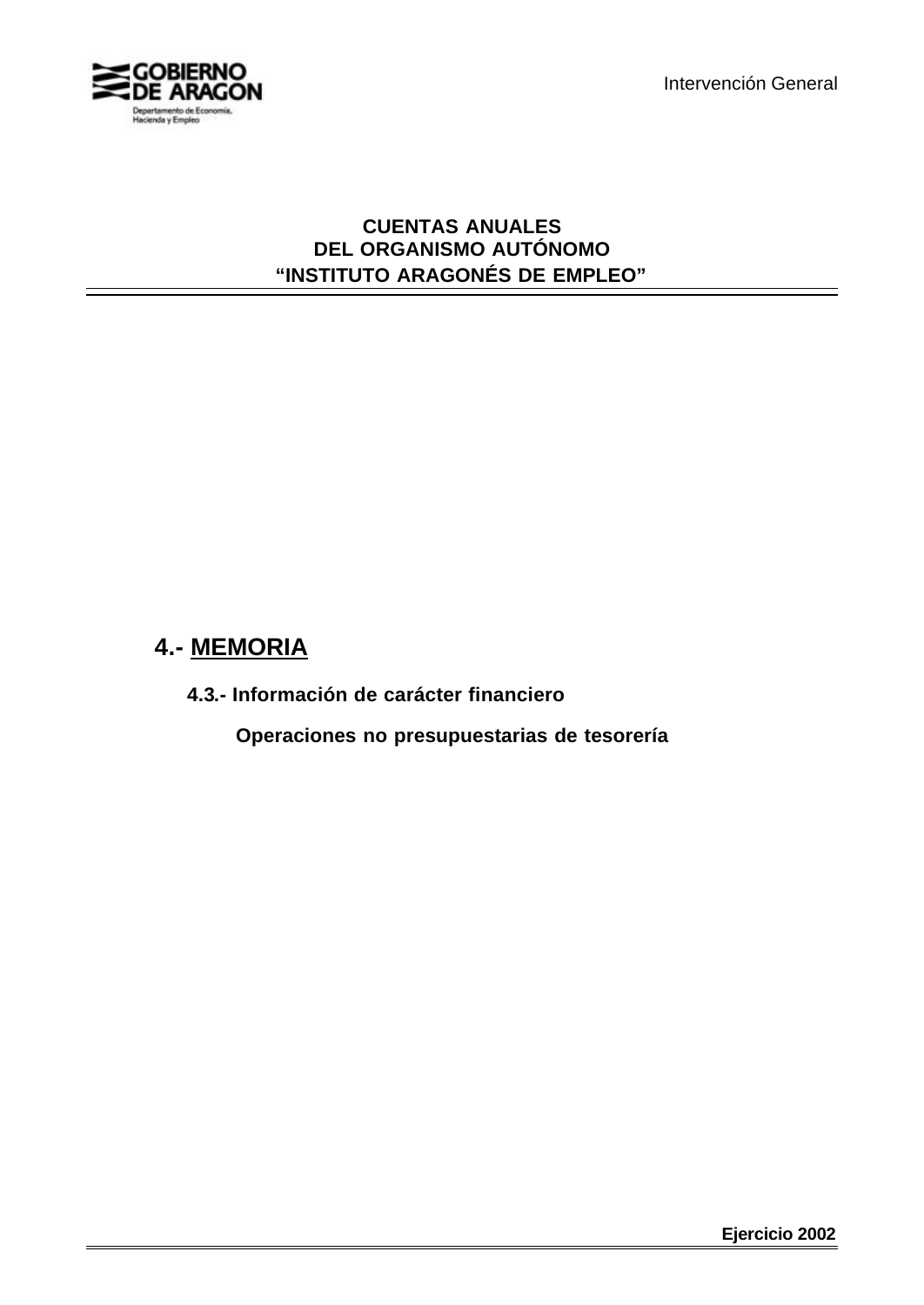**CUENTAS ANUALES**
**DEL ORGANISMO AUTÓNOMO**
**"INSTITUTO ARAGONÉS DE EMPLEO"**

# 4.- MEMORIA

## 4.3.- Información de carácter financiero

### Operaciones no presupuestarias de tesorería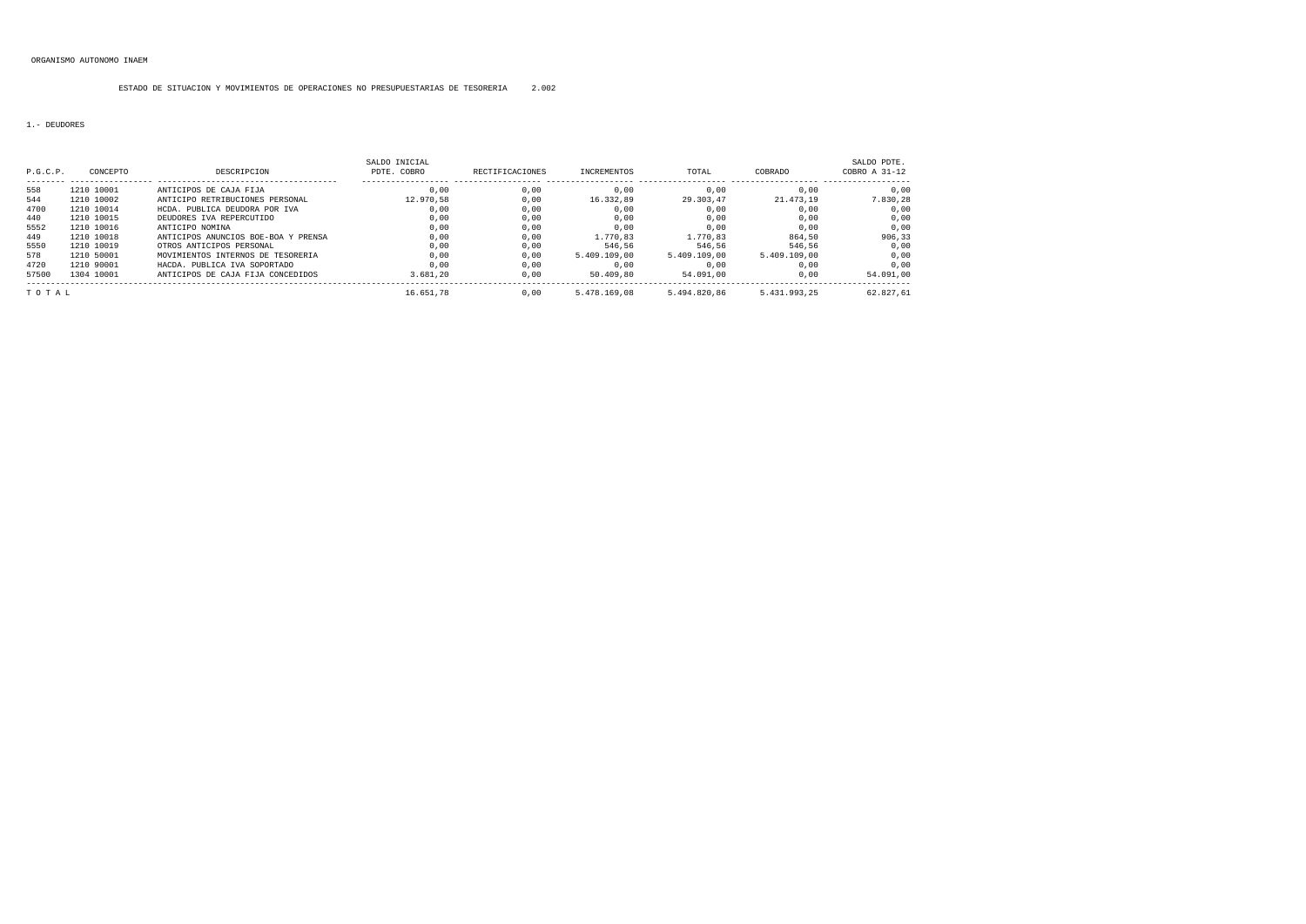ORGANISMO AUTONOMO INAEM

ESTADO DE SITUACION Y MOVIMIENTOS DE OPERACIONES NO PRESUPUESTARIAS DE TESORERIA 2.002

1.- DEUDORES

| P.G.C.P. | CONCEPTO | DESCRIPCION | SALDO INICIAL PDTE. COBRO | RECTIFICACIONES | INCREMENTOS | TOTAL | COBRADO | SALDO PDTE. COBRO A 31-12 |
|---|---|---|---|---|---|---|---|---|
| 558 | 1210 10001 | ANTICIPOS DE CAJA FIJA | 0,00 | 0,00 | 0,00 | 0,00 | 0,00 | 0,00 |
| 544 | 1210 10002 | ANTICIPO RETRIBUCIONES PERSONAL | 12.970,58 | 0,00 | 16.332,89 | 29.303,47 | 21.473,19 | 7.830,28 |
| 4700 | 1210 10014 | HCDA. PUBLICA DEUDORA POR IVA | 0,00 | 0,00 | 0,00 | 0,00 | 0,00 | 0,00 |
| 440 | 1210 10015 | DEUDORES IVA REPERCUTIDO | 0,00 | 0,00 | 0,00 | 0,00 | 0,00 | 0,00 |
| 5552 | 1210 10016 | ANTICIPO NOMINA | 0,00 | 0,00 | 0,00 | 0,00 | 0,00 | 0,00 |
| 449 | 1210 10018 | ANTICIPOS ANUNCIOS BOE-BOA Y PRENSA | 0,00 | 0,00 | 1.770,83 | 1.770,83 | 864,50 | 906,33 |
| 5550 | 1210 10019 | OTROS ANTICIPOS PERSONAL | 0,00 | 0,00 | 546,56 | 546,56 | 546,56 | 0,00 |
| 578 | 1210 50001 | MOVIMIENTOS INTERNOS DE TESORERIA | 0,00 | 0,00 | 5.409.109,00 | 5.409.109,00 | 5.409.109,00 | 0,00 |
| 4720 | 1210 90001 | HACDA. PUBLICA IVA SOPORTADO | 0,00 | 0,00 | 0,00 | 0,00 | 0,00 | 0,00 |
| 57500 | 1304 10001 | ANTICIPOS DE CAJA FIJA CONCEDIDOS | 3.681,20 | 0,00 | 50.409,80 | 54.091,00 | 0,00 | 54.091,00 |
| T O T A L | | | 16.651,78 | 0,00 | 5.478.169,08 | 5.494.820,86 | 5.431.993,25 | 62.827,61 |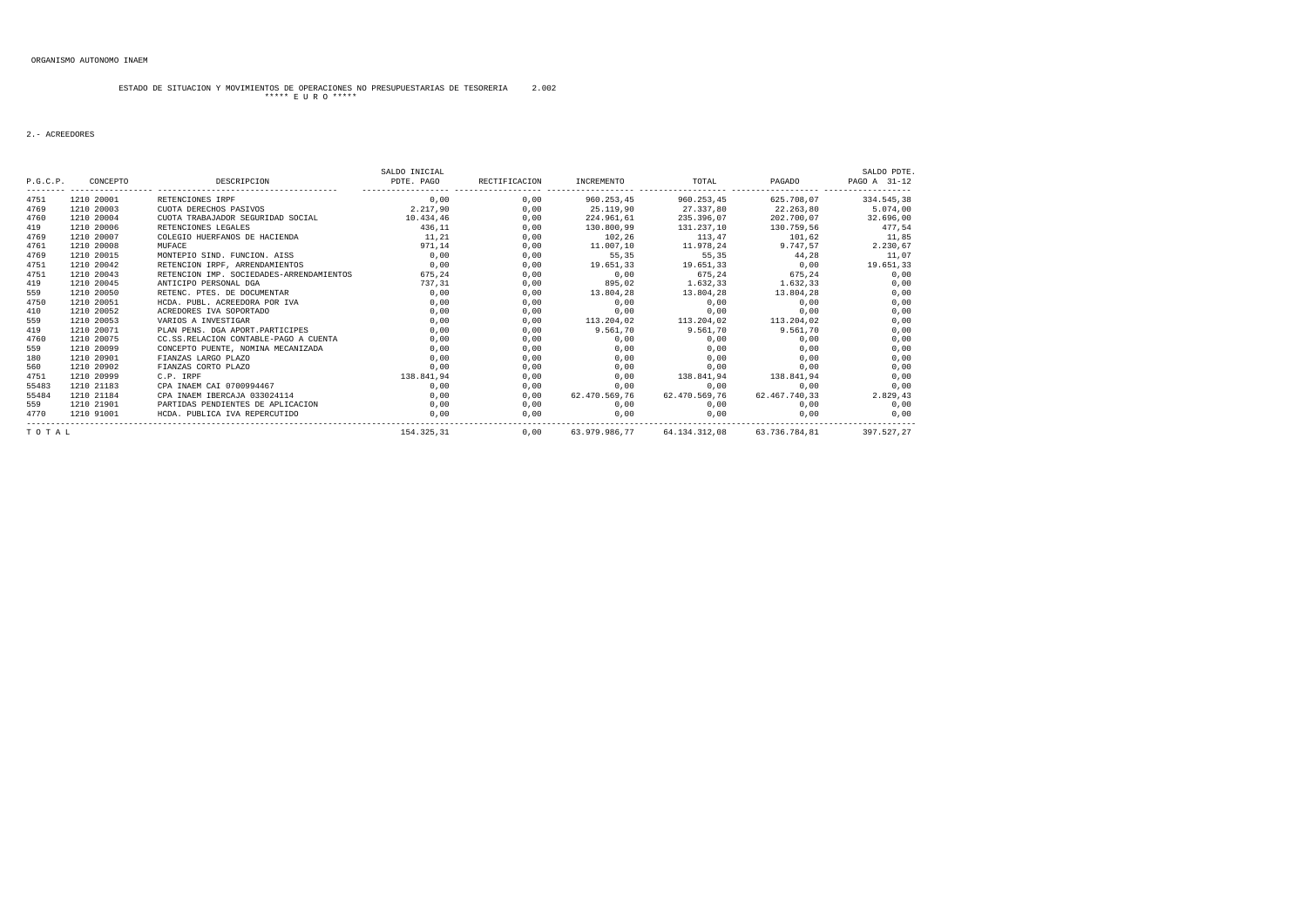ORGANISMO AUTONOMO INAEM

ESTADO DE SITUACION Y MOVIMIENTOS DE OPERACIONES NO PRESUPUESTARIAS DE TESORERIA 2.002
***** E U R O *****

2.- ACREEDORES

| P.G.C.P. | CONCEPTO | DESCRIPCION | SALDO INICIAL PDTE. PAGO | RECTIFICACION | INCREMENTO | TOTAL | PAGADO | SALDO PDTE. PAGO A 31-12 |
|---|---|---|---|---|---|---|---|---|
| 4751 | 1210 20001 | RETENCIONES IRPF | 0,00 | 0,00 | 960.253,45 | 960.253,45 | 625.708,07 | 334.545,38 |
| 4769 | 1210 20003 | CUOTA DERECHOS PASIVOS | 2.217,90 | 0,00 | 25.119,90 | 27.337,80 | 22.263,80 | 5.074,00 |
| 4760 | 1210 20004 | CUOTA TRABAJADOR SEGURIDAD SOCIAL | 10.434,46 | 0,00 | 224.961,61 | 235.396,07 | 202.700,07 | 32.696,00 |
| 419 | 1210 20006 | RETENCIONES LEGALES | 436,11 | 0,00 | 130.800,99 | 131.237,10 | 130.759,56 | 477,54 |
| 4769 | 1210 20007 | COLEGIO HUERFANOS DE HACIENDA | 11,21 | 0,00 | 102,26 | 113,47 | 101,62 | 11,85 |
| 4761 | 1210 20008 | MUFACE | 971,14 | 0,00 | 11.007,10 | 11.978,24 | 9.747,57 | 2.230,67 |
| 4769 | 1210 20015 | MONTEPIO SIND. FUNCION. AISS | 0,00 | 0,00 | 55,35 | 55,35 | 44,28 | 11,07 |
| 4751 | 1210 20042 | RETENCION IRPF, ARRENDAMIENTOS | 0,00 | 0,00 | 19.651,33 | 19.651,33 | 0,00 | 19.651,33 |
| 4751 | 1210 20043 | RETENCION IMP. SOCIEDADES-ARRENDAMIENTOS | 675,24 | 0,00 | 0,00 | 675,24 | 675,24 | 0,00 |
| 419 | 1210 20045 | ANTICIPO PERSONAL DGA | 737,31 | 0,00 | 895,02 | 1.632,33 | 1.632,33 | 0,00 |
| 559 | 1210 20050 | RETENC. PTES. DE DOCUMENTAR | 0,00 | 0,00 | 13.804,28 | 13.804,28 | 13.804,28 | 0,00 |
| 4750 | 1210 20051 | HCDA. PUBL. ACREEDORA POR IVA | 0,00 | 0,00 | 0,00 | 0,00 | 0,00 | 0,00 |
| 410 | 1210 20052 | ACREDORES IVA SOPORTADO | 0,00 | 0,00 | 0,00 | 0,00 | 0,00 | 0,00 |
| 559 | 1210 20053 | VARIOS A INVESTIGAR | 0,00 | 0,00 | 113.204,02 | 113.204,02 | 113.204,02 | 0,00 |
| 419 | 1210 20071 | PLAN PENS. DGA APORT.PARTICIPES | 0,00 | 0,00 | 9.561,70 | 9.561,70 | 9.561,70 | 0,00 |
| 4760 | 1210 20075 | CC.SS.RELACION CONTABLE-PAGO A CUENTA | 0,00 | 0,00 | 0,00 | 0,00 | 0,00 | 0,00 |
| 559 | 1210 20099 | CONCEPTO PUENTE, NOMINA MECANIZADA | 0,00 | 0,00 | 0,00 | 0,00 | 0,00 | 0,00 |
| 180 | 1210 20901 | FIANZAS LARGO PLAZO | 0,00 | 0,00 | 0,00 | 0,00 | 0,00 | 0,00 |
| 560 | 1210 20902 | FIANZAS CORTO PLAZO | 0,00 | 0,00 | 0,00 | 0,00 | 0,00 | 0,00 |
| 4751 | 1210 20999 | C.P. IRPF | 138.841,94 | 0,00 | 0,00 | 138.841,94 | 138.841,94 | 0,00 |
| 55483 | 1210 21183 | CPA INAEM CAI 0700994467 | 0,00 | 0,00 | 0,00 | 0,00 | 0,00 | 0,00 |
| 55484 | 1210 21184 | CPA INAEM IBERCAJA 033024114 | 0,00 | 0,00 | 62.470.569,76 | 62.470.569,76 | 62.467.740,33 | 2.829,43 |
| 559 | 1210 21901 | PARTIDAS PENDIENTES DE APLICACION | 0,00 | 0,00 | 0,00 | 0,00 | 0,00 | 0,00 |
| 4770 | 1210 91001 | HCDA. PUBLICA IVA REPERCUTIDO | 0,00 | 0,00 | 0,00 | 0,00 | 0,00 | 0,00 |
| T O T A L | | | 154.325,31 | 0,00 | 63.979.986,77 | 64.134.312,08 | 63.736.784,81 | 397.527,27 |